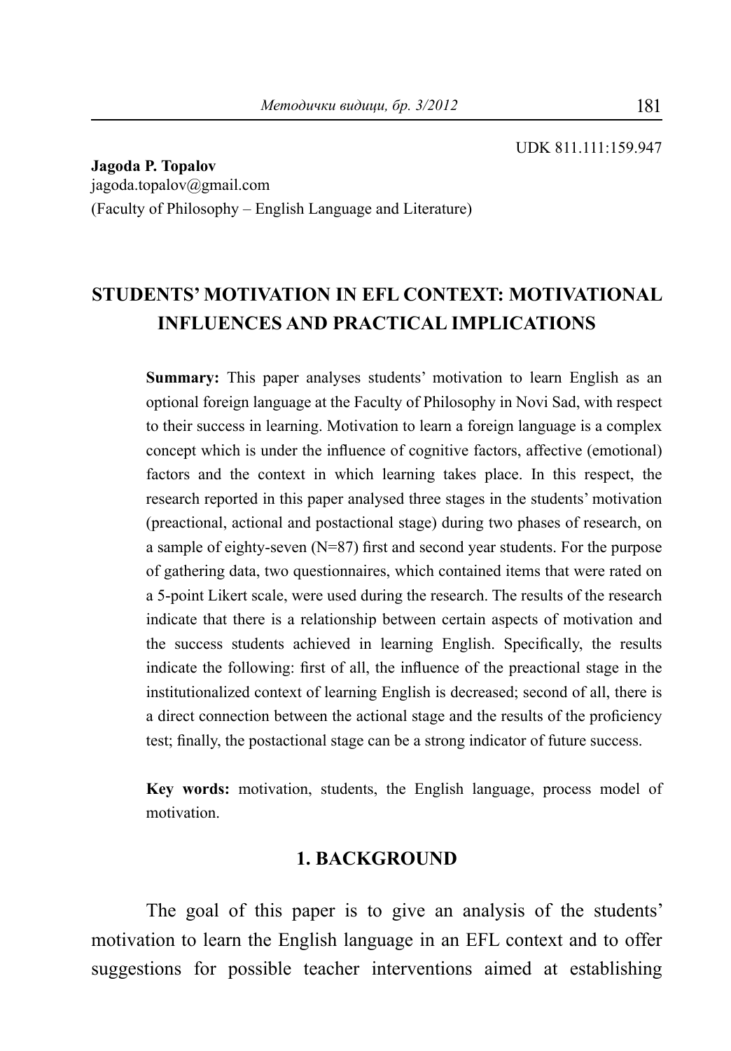UDK 811.111:159.947

**Jagoda P. Topalov**
jagoda.topalov@gmail.com
(Faculty of Philosophy – English Language and Literature)

# STUDENTS' MOTIVATION IN EFL CONTEXT: MOTIVATIONAL INFLUENCES AND PRACTICAL IMPLICATIONS

**Summary:** This paper analyses students' motivation to learn English as an optional foreign language at the Faculty of Philosophy in Novi Sad, with respect to their success in learning. Motivation to learn a foreign language is a complex concept which is under the influence of cognitive factors, affective (emotional) factors and the context in which learning takes place. In this respect, the research reported in this paper analysed three stages in the students' motivation (preactional, actional and postactional stage) during two phases of research, on a sample of eighty-seven (N=87) first and second year students. For the purpose of gathering data, two questionnaires, which contained items that were rated on a 5-point Likert scale, were used during the research. The results of the research indicate that there is a relationship between certain aspects of motivation and the success students achieved in learning English. Specifically, the results indicate the following: first of all, the influence of the preactional stage in the institutionalized context of learning English is decreased; second of all, there is a direct connection between the actional stage and the results of the proficiency test; finally, the postactional stage can be a strong indicator of future success.

**Key words:** motivation, students, the English language, process model of motivation.

## 1. BACKGROUND

The goal of this paper is to give an analysis of the students' motivation to learn the English language in an EFL context and to offer suggestions for possible teacher interventions aimed at establishing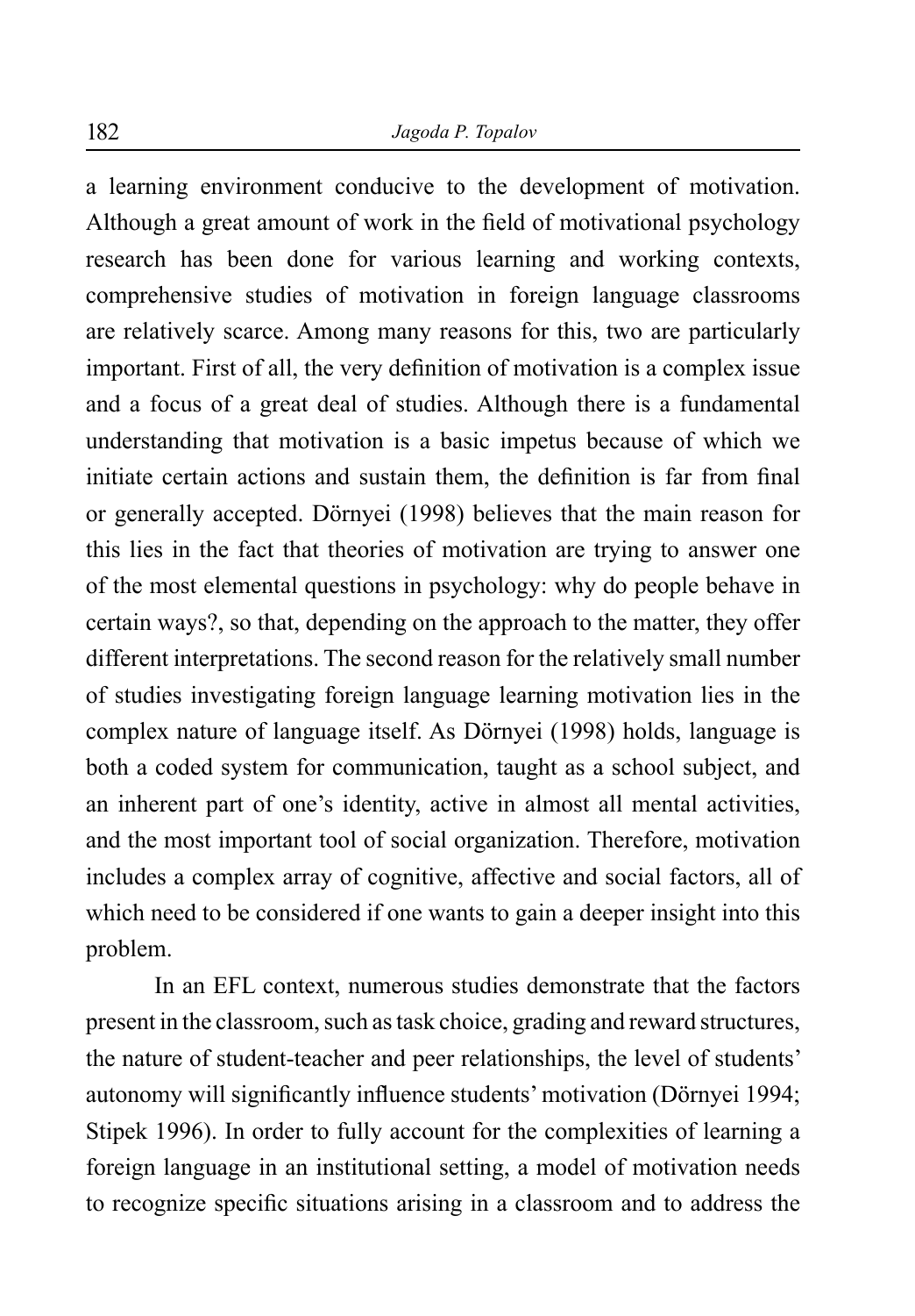a learning environment conducive to the development of motivation. Although a great amount of work in the field of motivational psychology research has been done for various learning and working contexts, comprehensive studies of motivation in foreign language classrooms are relatively scarce. Among many reasons for this, two are particularly important. First of all, the very definition of motivation is a complex issue and a focus of a great deal of studies. Although there is a fundamental understanding that motivation is a basic impetus because of which we initiate certain actions and sustain them, the definition is far from final or generally accepted. Dörnyei (1998) believes that the main reason for this lies in the fact that theories of motivation are trying to answer one of the most elemental questions in psychology: why do people behave in certain ways?, so that, depending on the approach to the matter, they offer different interpretations. The second reason for the relatively small number of studies investigating foreign language learning motivation lies in the complex nature of language itself. As Dörnyei (1998) holds, language is both a coded system for communication, taught as a school subject, and an inherent part of one's identity, active in almost all mental activities, and the most important tool of social organization. Therefore, motivation includes a complex array of cognitive, affective and social factors, all of which need to be considered if one wants to gain a deeper insight into this problem.

In an EFL context, numerous studies demonstrate that the factors present in the classroom, such as task choice, grading and reward structures, the nature of student-teacher and peer relationships, the level of students' autonomy will significantly influence students' motivation (Dörnyei 1994; Stipek 1996). In order to fully account for the complexities of learning a foreign language in an institutional setting, a model of motivation needs to recognize specific situations arising in a classroom and to address the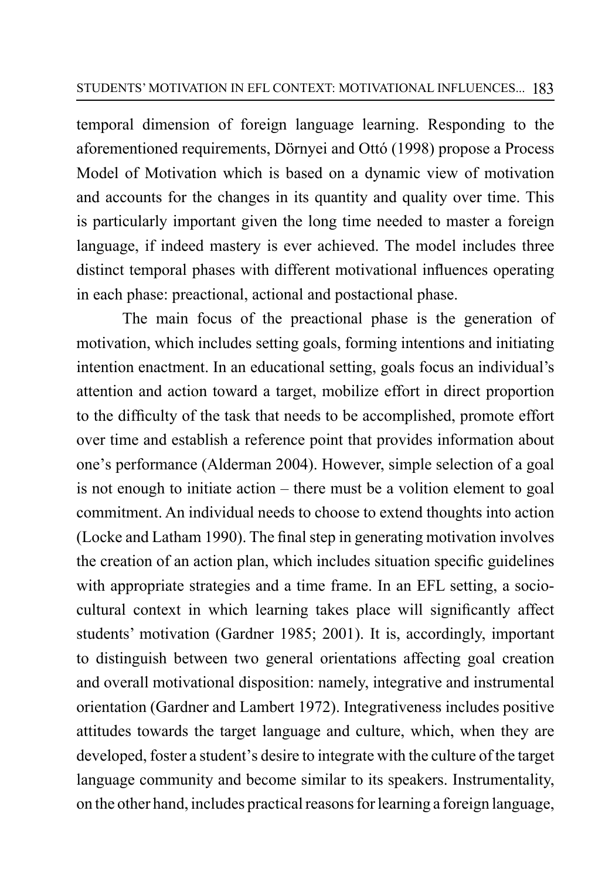temporal dimension of foreign language learning. Responding to the aforementioned requirements, Dörnyei and Ottó (1998) propose a Process Model of Motivation which is based on a dynamic view of motivation and accounts for the changes in its quantity and quality over time. This is particularly important given the long time needed to master a foreign language, if indeed mastery is ever achieved. The model includes three distinct temporal phases with different motivational influences operating in each phase: preactional, actional and postactional phase.

The main focus of the preactional phase is the generation of motivation, which includes setting goals, forming intentions and initiating intention enactment. In an educational setting, goals focus an individual's attention and action toward a target, mobilize effort in direct proportion to the difficulty of the task that needs to be accomplished, promote effort over time and establish a reference point that provides information about one's performance (Alderman 2004). However, simple selection of a goal is not enough to initiate action – there must be a volition element to goal commitment. An individual needs to choose to extend thoughts into action (Locke and Latham 1990). The final step in generating motivation involves the creation of an action plan, which includes situation specific guidelines with appropriate strategies and a time frame. In an EFL setting, a socio-cultural context in which learning takes place will significantly affect students' motivation (Gardner 1985; 2001). It is, accordingly, important to distinguish between two general orientations affecting goal creation and overall motivational disposition: namely, integrative and instrumental orientation (Gardner and Lambert 1972). Integrativeness includes positive attitudes towards the target language and culture, which, when they are developed, foster a student's desire to integrate with the culture of the target language community and become similar to its speakers. Instrumentality, on the other hand, includes practical reasons for learning a foreign language,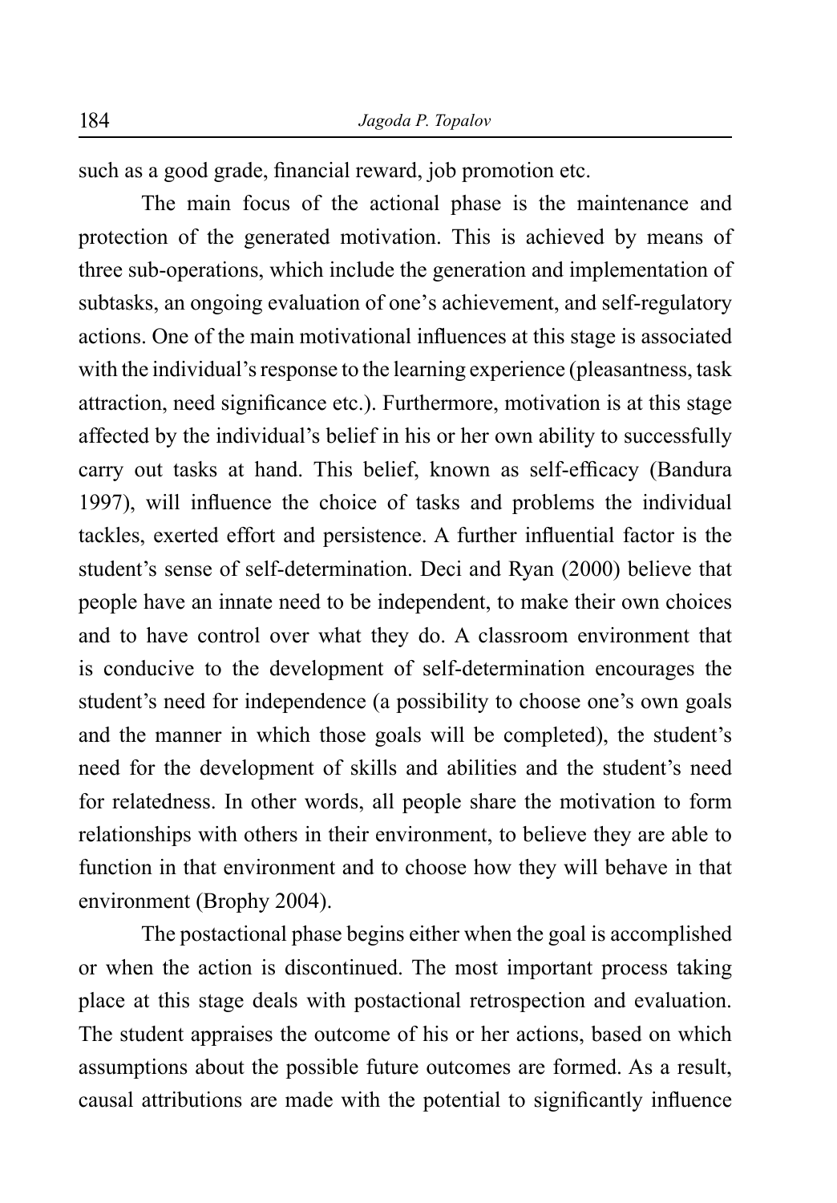such as a good grade, financial reward, job promotion etc.

The main focus of the actional phase is the maintenance and protection of the generated motivation. This is achieved by means of three sub-operations, which include the generation and implementation of subtasks, an ongoing evaluation of one's achievement, and self-regulatory actions. One of the main motivational influences at this stage is associated with the individual's response to the learning experience (pleasantness, task attraction, need significance etc.). Furthermore, motivation is at this stage affected by the individual's belief in his or her own ability to successfully carry out tasks at hand. This belief, known as self-efficacy (Bandura 1997), will influence the choice of tasks and problems the individual tackles, exerted effort and persistence. A further influential factor is the student's sense of self-determination. Deci and Ryan (2000) believe that people have an innate need to be independent, to make their own choices and to have control over what they do. A classroom environment that is conducive to the development of self-determination encourages the student's need for independence (a possibility to choose one's own goals and the manner in which those goals will be completed), the student's need for the development of skills and abilities and the student's need for relatedness. In other words, all people share the motivation to form relationships with others in their environment, to believe they are able to function in that environment and to choose how they will behave in that environment (Brophy 2004).

The postactional phase begins either when the goal is accomplished or when the action is discontinued. The most important process taking place at this stage deals with postactional retrospection and evaluation. The student appraises the outcome of his or her actions, based on which assumptions about the possible future outcomes are formed. As a result, causal attributions are made with the potential to significantly influence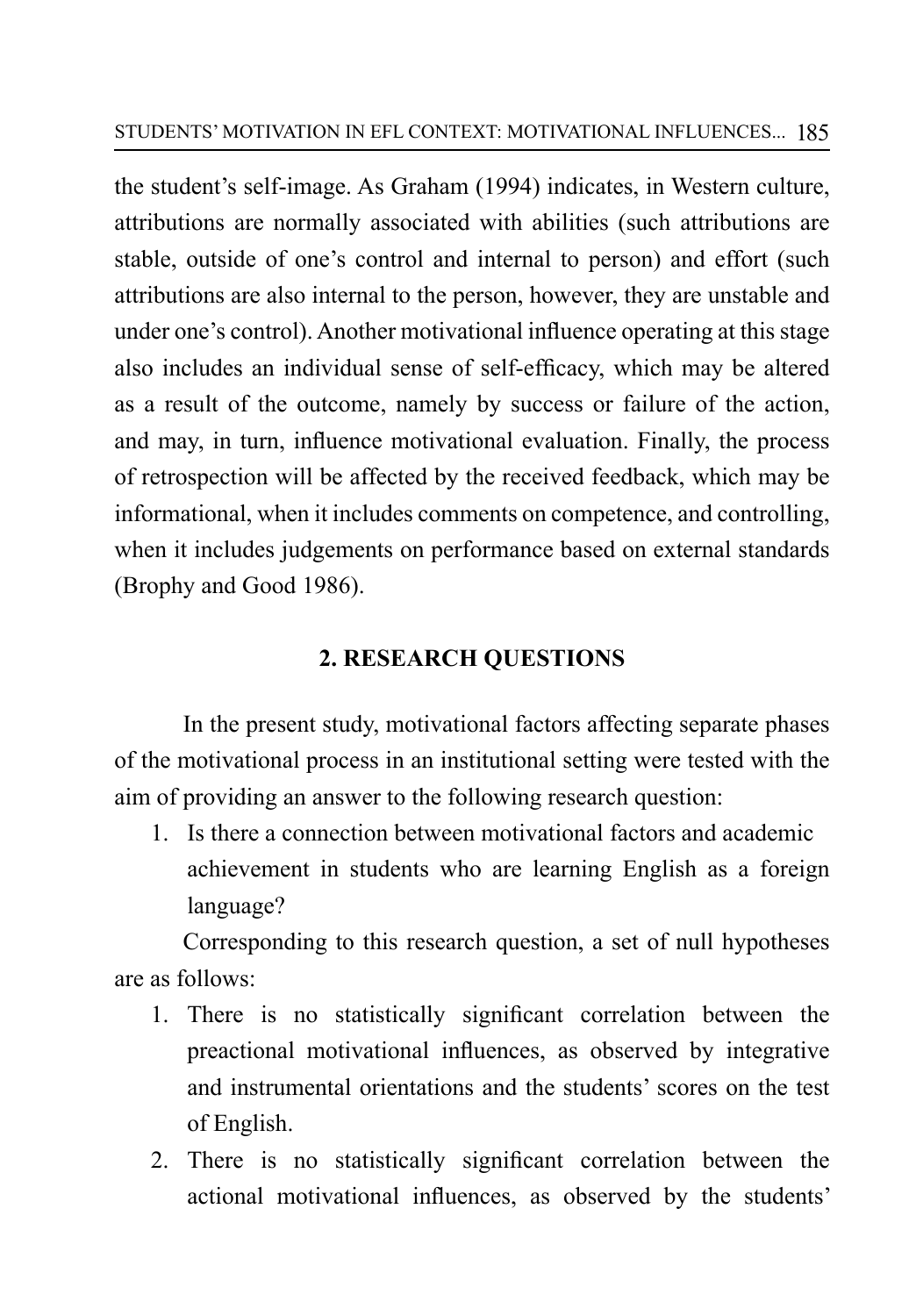the student's self-image. As Graham (1994) indicates, in Western culture, attributions are normally associated with abilities (such attributions are stable, outside of one's control and internal to person) and effort (such attributions are also internal to the person, however, they are unstable and under one's control). Another motivational influence operating at this stage also includes an individual sense of self-efficacy, which may be altered as a result of the outcome, namely by success or failure of the action, and may, in turn, influence motivational evaluation. Finally, the process of retrospection will be affected by the received feedback, which may be informational, when it includes comments on competence, and controlling, when it includes judgements on performance based on external standards (Brophy and Good 1986).

## 2. RESEARCH QUESTIONS

In the present study, motivational factors affecting separate phases of the motivational process in an institutional setting were tested with the aim of providing an answer to the following research question:

1. Is there a connection between motivational factors and academic achievement in students who are learning English as a foreign language?

Corresponding to this research question, a set of null hypotheses are as follows:

1. There is no statistically significant correlation between the preactional motivational influences, as observed by integrative and instrumental orientations and the students' scores on the test of English.
2. There is no statistically significant correlation between the actional motivational influences, as observed by the students'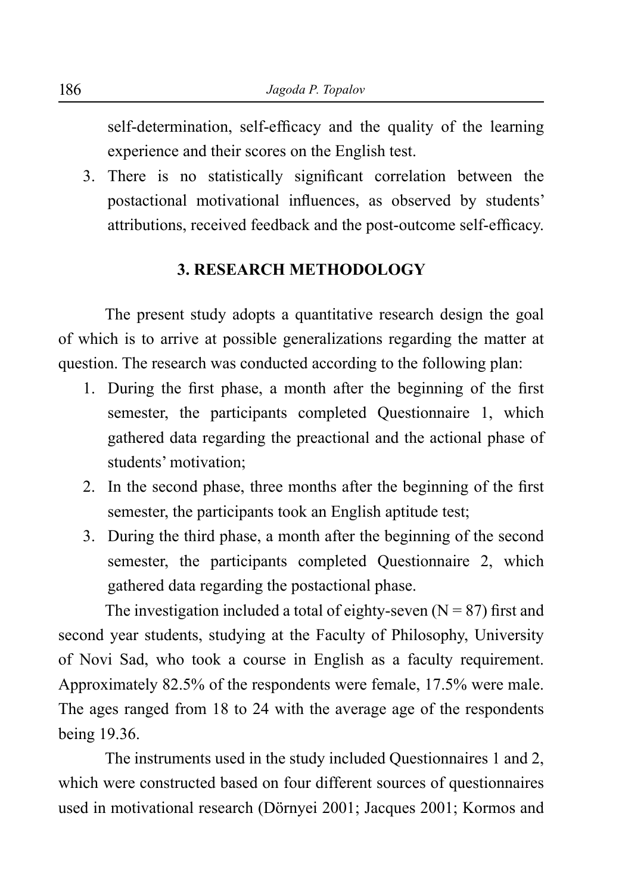self-determination, self-efficacy and the quality of the learning experience and their scores on the English test.

3. There is no statistically significant correlation between the postactional motivational influences, as observed by students' attributions, received feedback and the post-outcome self-efficacy.

## 3. RESEARCH METHODOLOGY

The present study adopts a quantitative research design the goal of which is to arrive at possible generalizations regarding the matter at question. The research was conducted according to the following plan:

1. During the first phase, a month after the beginning of the first semester, the participants completed Questionnaire 1, which gathered data regarding the preactional and the actional phase of students' motivation;
2. In the second phase, three months after the beginning of the first semester, the participants took an English aptitude test;
3. During the third phase, a month after the beginning of the second semester, the participants completed Questionnaire 2, which gathered data regarding the postactional phase.

The investigation included a total of eighty-seven ($N = 87$) first and second year students, studying at the Faculty of Philosophy, University of Novi Sad, who took a course in English as a faculty requirement. Approximately 82.5% of the respondents were female, 17.5% were male. The ages ranged from 18 to 24 with the average age of the respondents being 19.36.

The instruments used in the study included Questionnaires 1 and 2, which were constructed based on four different sources of questionnaires used in motivational research (Dörnyei 2001; Jacques 2001; Kormos and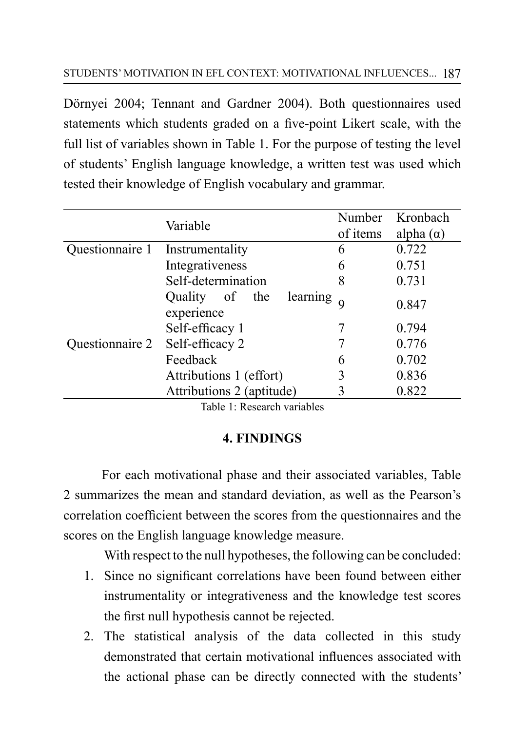Dörnyei 2004; Tennant and Gardner 2004). Both questionnaires used statements which students graded on a five-point Likert scale, with the full list of variables shown in Table 1. For the purpose of testing the level of students' English language knowledge, a written test was used which tested their knowledge of English vocabulary and grammar.

| | Variable | Number of items | Kronbach alpha (α) |
|---|---|---|---|
| Questionnaire 1 | Instrumentality | 6 | 0.722 |
| | Integrativeness | 6 | 0.751 |
| | Self-determination | 8 | 0.731 |
| | Quality of the learning experience | 9 | 0.847 |
| | Self-efficacy 1 | 7 | 0.794 |
| Questionnaire 2 | Self-efficacy 2 | 7 | 0.776 |
| | Feedback | 6 | 0.702 |
| | Attributions 1 (effort) | 3 | 0.836 |
| | Attributions 2 (aptitude) | 3 | 0.822 |

Table 1: Research variables

## 4. FINDINGS

For each motivational phase and their associated variables, Table 2 summarizes the mean and standard deviation, as well as the Pearson's correlation coefficient between the scores from the questionnaires and the scores on the English language knowledge measure.

With respect to the null hypotheses, the following can be concluded:

1. Since no significant correlations have been found between either instrumentality or integrativeness and the knowledge test scores the first null hypothesis cannot be rejected.
2. The statistical analysis of the data collected in this study demonstrated that certain motivational influences associated with the actional phase can be directly connected with the students'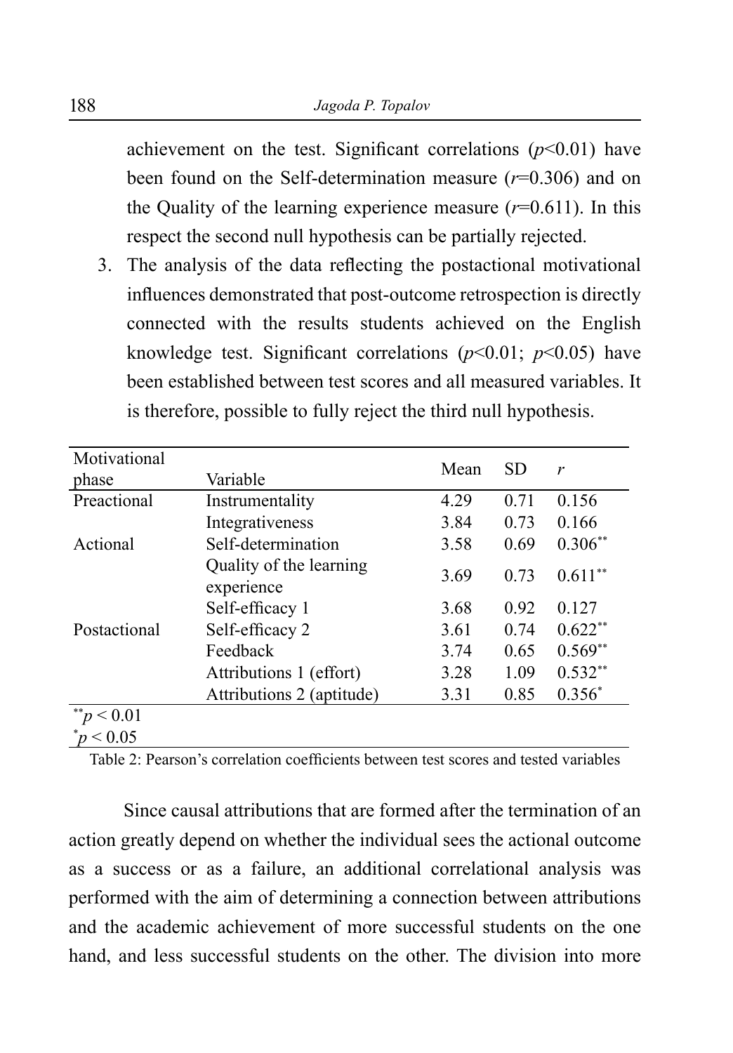achievement on the test. Significant correlations ($p<0.01$) have been found on the Self-determination measure ($r=0.306$) and on the Quality of the learning experience measure ($r=0.611$). In this respect the second null hypothesis can be partially rejected.

3. The analysis of the data reflecting the postactional motivational influences demonstrated that post-outcome retrospection is directly connected with the results students achieved on the English knowledge test. Significant correlations ($p<0.01$; $p<0.05$) have been established between test scores and all measured variables. It is therefore, possible to fully reject the third null hypothesis.

| Motivational phase | Variable | Mean | SD | $r$ |
|---|---|---|---|---|
| Preactional | Instrumentality | 4.29 | 0.71 | 0.156 |
| | Integrativeness | 3.84 | 0.73 | 0.166 |
| Actional | Self-determination | 3.58 | 0.69 | $0.306^{**}$ |
| | Quality of the learning experience | 3.69 | 0.73 | $0.611^{**}$ |
| | Self-efficacy 1 | 3.68 | 0.92 | 0.127 |
| Postactional | Self-efficacy 2 | 3.61 | 0.74 | $0.622^{**}$ |
| | Feedback | 3.74 | 0.65 | $0.569^{**}$ |
| | Attributions 1 (effort) | 3.28 | 1.09 | $0.532^{**}$ |
| | Attributions 2 (aptitude) | 3.31 | 0.85 | $0.356^{*}$ |

$^{**}p < 0.01$
$^{*}p < 0.05$

Table 2: Pearson's correlation coefficients between test scores and tested variables

Since causal attributions that are formed after the termination of an action greatly depend on whether the individual sees the actional outcome as a success or as a failure, an additional correlational analysis was performed with the aim of determining a connection between attributions and the academic achievement of more successful students on the one hand, and less successful students on the other. The division into more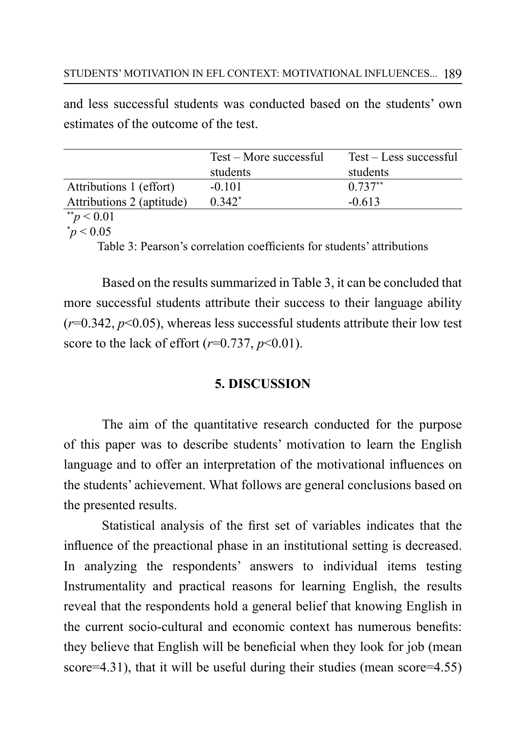and less successful students was conducted based on the students' own estimates of the outcome of the test.

| | Test – More successful students | Test – Less successful students |
|---|---|---|
| Attributions 1 (effort) | -0.101 | $0.737^{**}$ |
| Attributions 2 (aptitude) | $0.342^{*}$ | -0.613 |

$^{**}p < 0.01$

$^{*}p < 0.05$

Table 3: Pearson's correlation coefficients for students' attributions

Based on the results summarized in Table 3, it can be concluded that more successful students attribute their success to their language ability ($r$=0.342, $p$<0.05), whereas less successful students attribute their low test score to the lack of effort ($r$=0.737, $p$<0.01).

## 5. DISCUSSION

The aim of the quantitative research conducted for the purpose of this paper was to describe students' motivation to learn the English language and to offer an interpretation of the motivational influences on the students' achievement. What follows are general conclusions based on the presented results.

Statistical analysis of the first set of variables indicates that the influence of the preactional phase in an institutional setting is decreased. In analyzing the respondents' answers to individual items testing Instrumentality and practical reasons for learning English, the results reveal that the respondents hold a general belief that knowing English in the current socio-cultural and economic context has numerous benefits: they believe that English will be beneficial when they look for job (mean score=4.31), that it will be useful during their studies (mean score=4.55)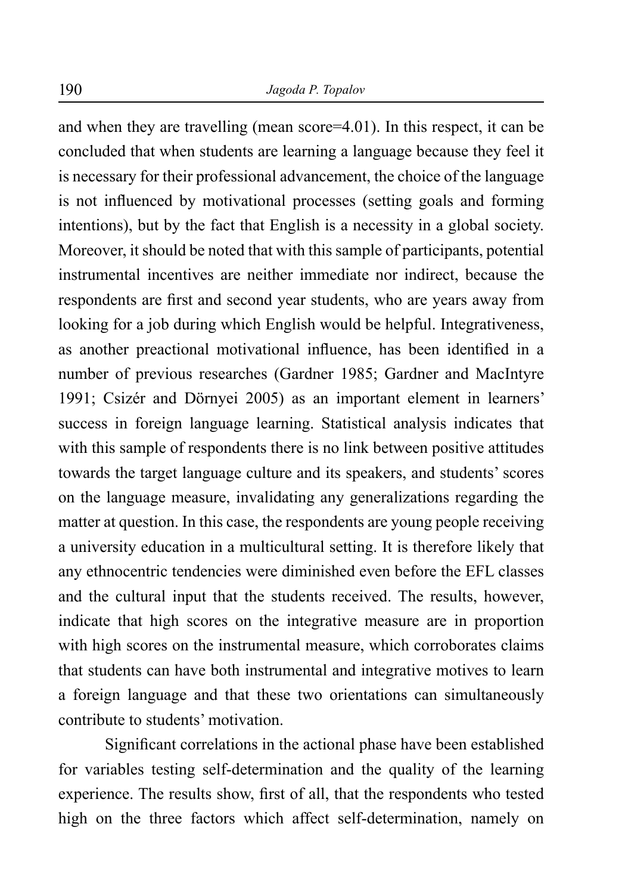and when they are travelling (mean score=4.01). In this respect, it can be concluded that when students are learning a language because they feel it is necessary for their professional advancement, the choice of the language is not influenced by motivational processes (setting goals and forming intentions), but by the fact that English is a necessity in a global society. Moreover, it should be noted that with this sample of participants, potential instrumental incentives are neither immediate nor indirect, because the respondents are first and second year students, who are years away from looking for a job during which English would be helpful. Integrativeness, as another preactional motivational influence, has been identified in a number of previous researches (Gardner 1985; Gardner and MacIntyre 1991; Csizér and Dörnyei 2005) as an important element in learners' success in foreign language learning. Statistical analysis indicates that with this sample of respondents there is no link between positive attitudes towards the target language culture and its speakers, and students' scores on the language measure, invalidating any generalizations regarding the matter at question. In this case, the respondents are young people receiving a university education in a multicultural setting. It is therefore likely that any ethnocentric tendencies were diminished even before the EFL classes and the cultural input that the students received. The results, however, indicate that high scores on the integrative measure are in proportion with high scores on the instrumental measure, which corroborates claims that students can have both instrumental and integrative motives to learn a foreign language and that these two orientations can simultaneously contribute to students' motivation.

Significant correlations in the actional phase have been established for variables testing self-determination and the quality of the learning experience. The results show, first of all, that the respondents who tested high on the three factors which affect self-determination, namely on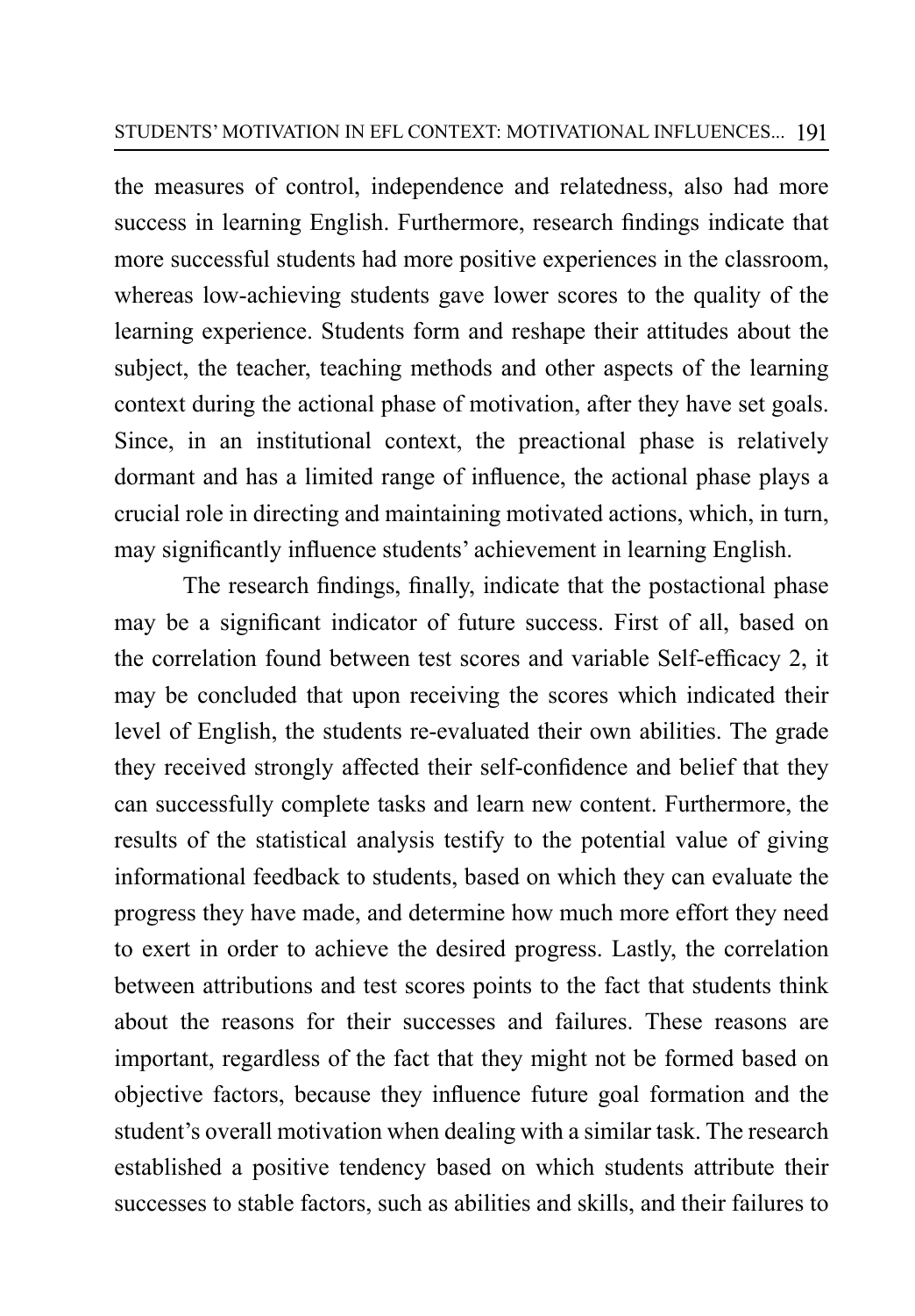the measures of control, independence and relatedness, also had more success in learning English. Furthermore, research findings indicate that more successful students had more positive experiences in the classroom, whereas low-achieving students gave lower scores to the quality of the learning experience. Students form and reshape their attitudes about the subject, the teacher, teaching methods and other aspects of the learning context during the actional phase of motivation, after they have set goals. Since, in an institutional context, the preactional phase is relatively dormant and has a limited range of influence, the actional phase plays a crucial role in directing and maintaining motivated actions, which, in turn, may significantly influence students' achievement in learning English.

The research findings, finally, indicate that the postactional phase may be a significant indicator of future success. First of all, based on the correlation found between test scores and variable Self-efficacy 2, it may be concluded that upon receiving the scores which indicated their level of English, the students re-evaluated their own abilities. The grade they received strongly affected their self-confidence and belief that they can successfully complete tasks and learn new content. Furthermore, the results of the statistical analysis testify to the potential value of giving informational feedback to students, based on which they can evaluate the progress they have made, and determine how much more effort they need to exert in order to achieve the desired progress. Lastly, the correlation between attributions and test scores points to the fact that students think about the reasons for their successes and failures. These reasons are important, regardless of the fact that they might not be formed based on objective factors, because they influence future goal formation and the student's overall motivation when dealing with a similar task. The research established a positive tendency based on which students attribute their successes to stable factors, such as abilities and skills, and their failures to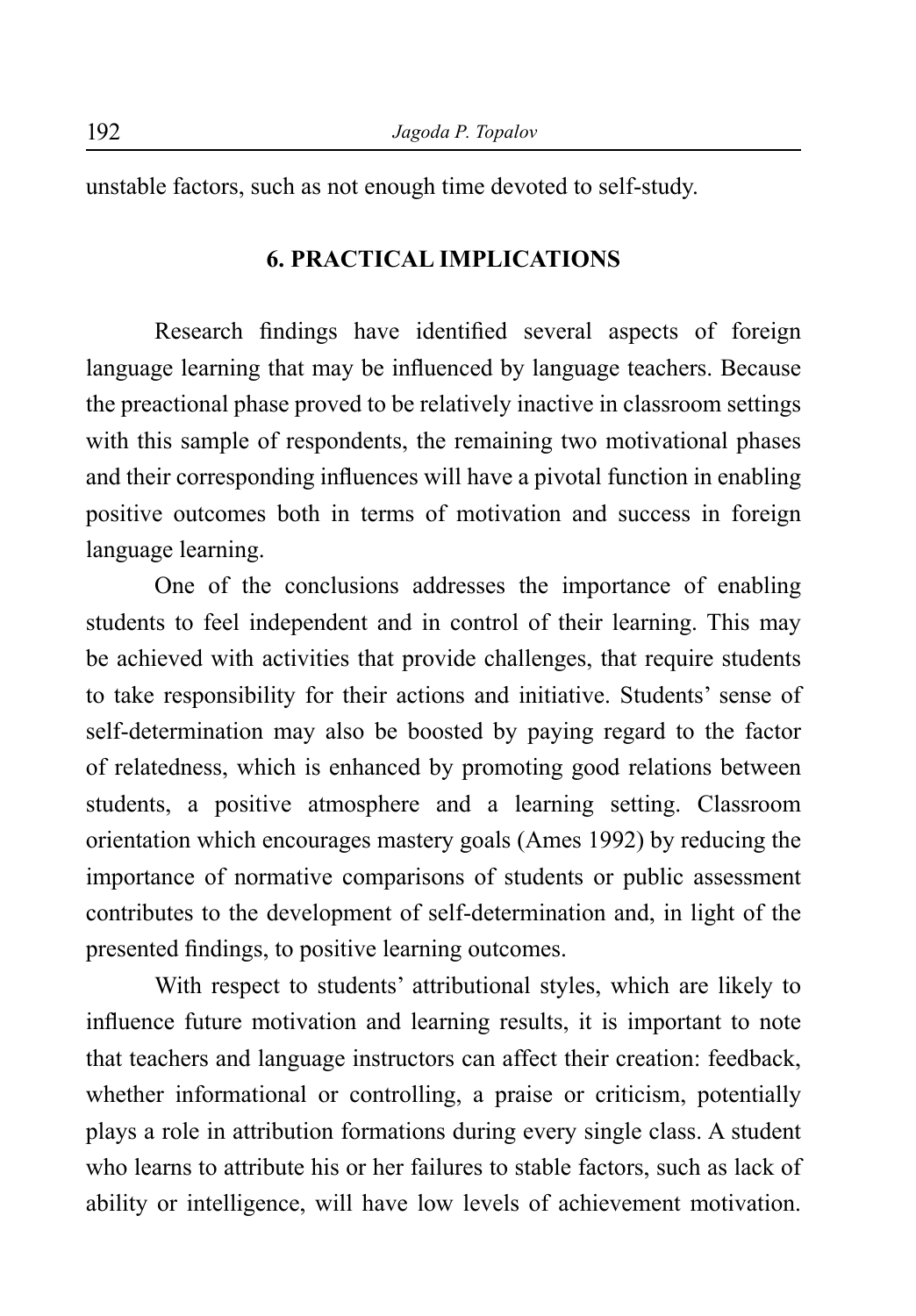unstable factors, such as not enough time devoted to self-study.

## 6. PRACTICAL IMPLICATIONS

Research findings have identified several aspects of foreign language learning that may be influenced by language teachers. Because the preactional phase proved to be relatively inactive in classroom settings with this sample of respondents, the remaining two motivational phases and their corresponding influences will have a pivotal function in enabling positive outcomes both in terms of motivation and success in foreign language learning.

One of the conclusions addresses the importance of enabling students to feel independent and in control of their learning. This may be achieved with activities that provide challenges, that require students to take responsibility for their actions and initiative. Students' sense of self-determination may also be boosted by paying regard to the factor of relatedness, which is enhanced by promoting good relations between students, a positive atmosphere and a learning setting. Classroom orientation which encourages mastery goals (Ames 1992) by reducing the importance of normative comparisons of students or public assessment contributes to the development of self-determination and, in light of the presented findings, to positive learning outcomes.

With respect to students' attributional styles, which are likely to influence future motivation and learning results, it is important to note that teachers and language instructors can affect their creation: feedback, whether informational or controlling, a praise or criticism, potentially plays a role in attribution formations during every single class. A student who learns to attribute his or her failures to stable factors, such as lack of ability or intelligence, will have low levels of achievement motivation.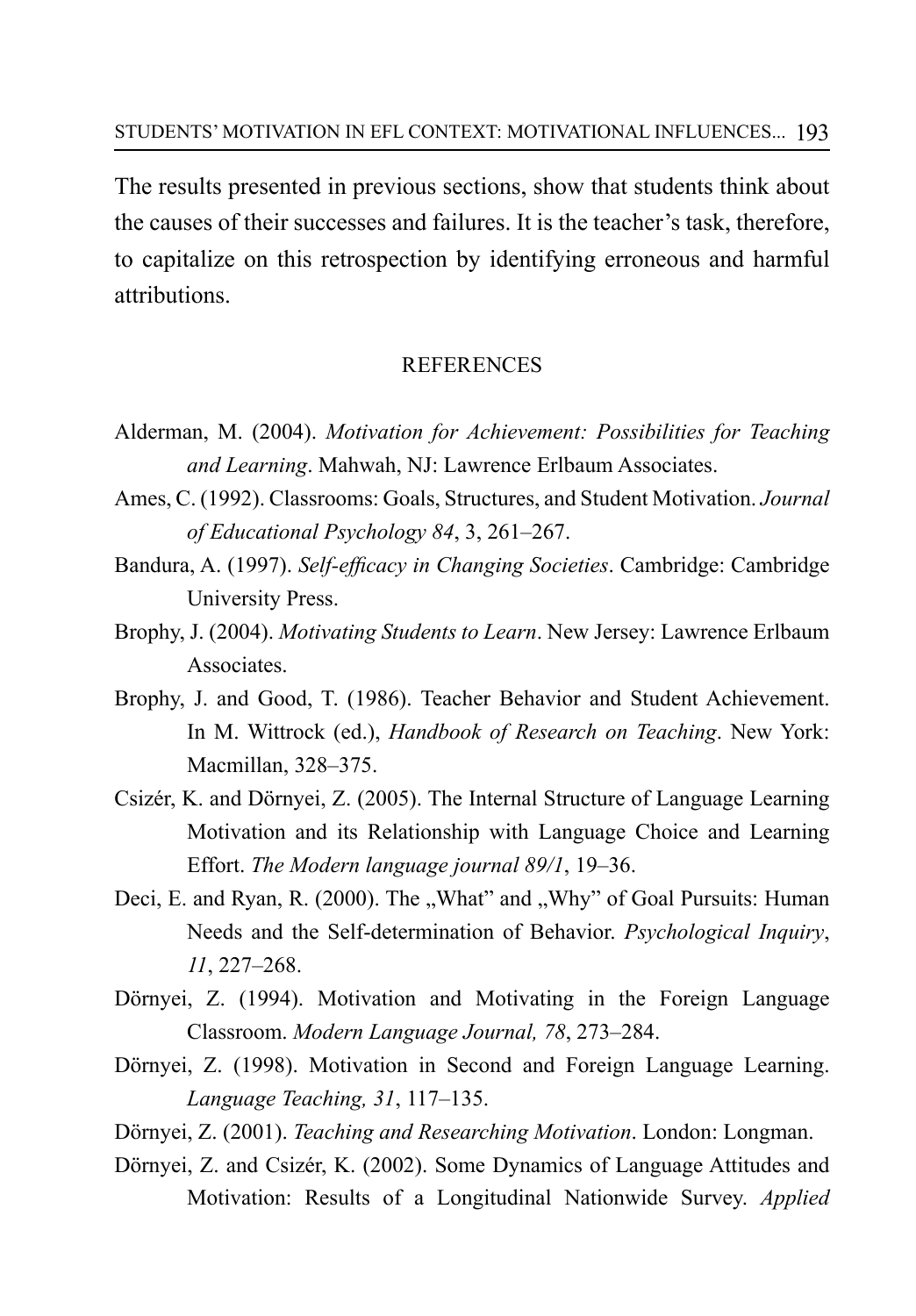The results presented in previous sections, show that students think about the causes of their successes and failures. It is the teacher's task, therefore, to capitalize on this retrospection by identifying erroneous and harmful attributions.

## REFERENCES

Alderman, M. (2004). *Motivation for Achievement: Possibilities for Teaching and Learning*. Mahwah, NJ: Lawrence Erlbaum Associates.

Ames, C. (1992). Classrooms: Goals, Structures, and Student Motivation. *Journal of Educational Psychology 84*, 3, 261–267.

Bandura, A. (1997). *Self-efficacy in Changing Societies*. Cambridge: Cambridge University Press.

Brophy, J. (2004). *Motivating Students to Learn*. New Jersey: Lawrence Erlbaum Associates.

Brophy, J. and Good, T. (1986). Teacher Behavior and Student Achievement. In M. Wittrock (ed.), *Handbook of Research on Teaching*. New York: Macmillan, 328–375.

Csizér, K. and Dörnyei, Z. (2005). The Internal Structure of Language Learning Motivation and its Relationship with Language Choice and Learning Effort. *The Modern language journal 89/1*, 19–36.

Deci, E. and Ryan, R. (2000). The „What" and „Why" of Goal Pursuits: Human Needs and the Self-determination of Behavior. *Psychological Inquiry*, *11*, 227–268.

Dörnyei, Z. (1994). Motivation and Motivating in the Foreign Language Classroom. *Modern Language Journal, 78*, 273–284.

Dörnyei, Z. (1998). Motivation in Second and Foreign Language Learning. *Language Teaching, 31*, 117–135.

Dörnyei, Z. (2001). *Teaching and Researching Motivation*. London: Longman.

Dörnyei, Z. and Csizér, K. (2002). Some Dynamics of Language Attitudes and Motivation: Results of a Longitudinal Nationwide Survey. *Applied*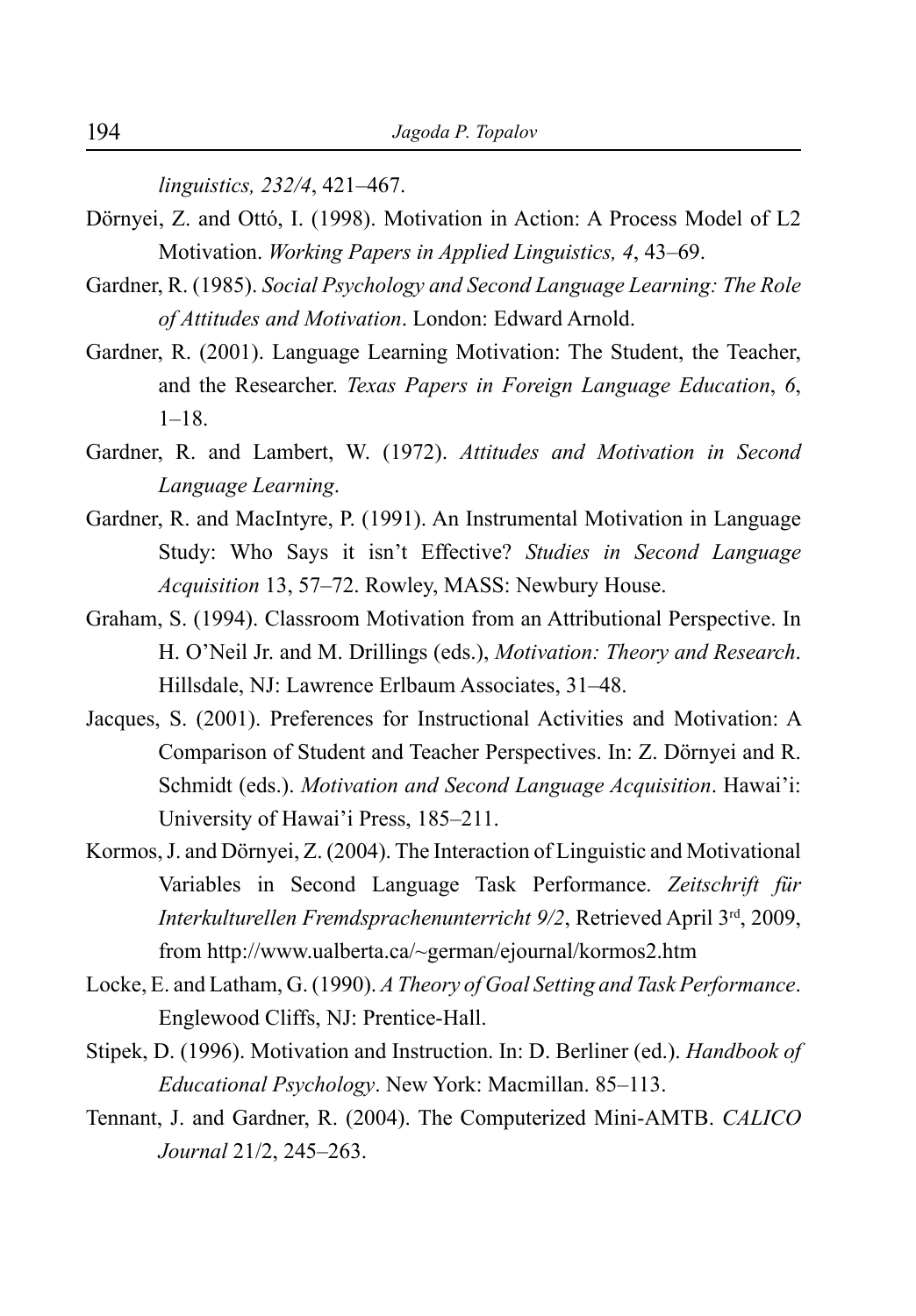*linguistics, 232/4*, 421–467.

Dörnyei, Z. and Ottó, I. (1998). Motivation in Action: A Process Model of L2 Motivation. *Working Papers in Applied Linguistics, 4*, 43–69.

Gardner, R. (1985). *Social Psychology and Second Language Learning: The Role of Attitudes and Motivation*. London: Edward Arnold.

Gardner, R. (2001). Language Learning Motivation: The Student, the Teacher, and the Researcher. *Texas Papers in Foreign Language Education*, *6*, 1–18.

Gardner, R. and Lambert, W. (1972). *Attitudes and Motivation in Second Language Learning*.

Gardner, R. and MacIntyre, P. (1991). An Instrumental Motivation in Language Study: Who Says it isn't Effective? *Studies in Second Language Acquisition* 13, 57–72. Rowley, MASS: Newbury House.

Graham, S. (1994). Classroom Motivation from an Attributional Perspective. In H. O'Neil Jr. and M. Drillings (eds.), *Motivation: Theory and Research*. Hillsdale, NJ: Lawrence Erlbaum Associates, 31–48.

Jacques, S. (2001). Preferences for Instructional Activities and Motivation: A Comparison of Student and Teacher Perspectives. In: Z. Dörnyei and R. Schmidt (eds.). *Motivation and Second Language Acquisition*. Hawai'i: University of Hawai'i Press, 185–211.

Kormos, J. and Dörnyei, Z. (2004). The Interaction of Linguistic and Motivational Variables in Second Language Task Performance. *Zeitschrift für Interkulturellen Fremdsprachenunterricht 9/2*, Retrieved April 3rd, 2009, from http://www.ualberta.ca/~german/ejournal/kormos2.htm

Locke, E. and Latham, G. (1990). *A Theory of Goal Setting and Task Performance*. Englewood Cliffs, NJ: Prentice-Hall.

Stipek, D. (1996). Motivation and Instruction. In: D. Berliner (ed.). *Handbook of Educational Psychology*. New York: Macmillan. 85–113.

Tennant, J. and Gardner, R. (2004). The Computerized Mini-AMTB. *CALICO Journal* 21/2, 245–263.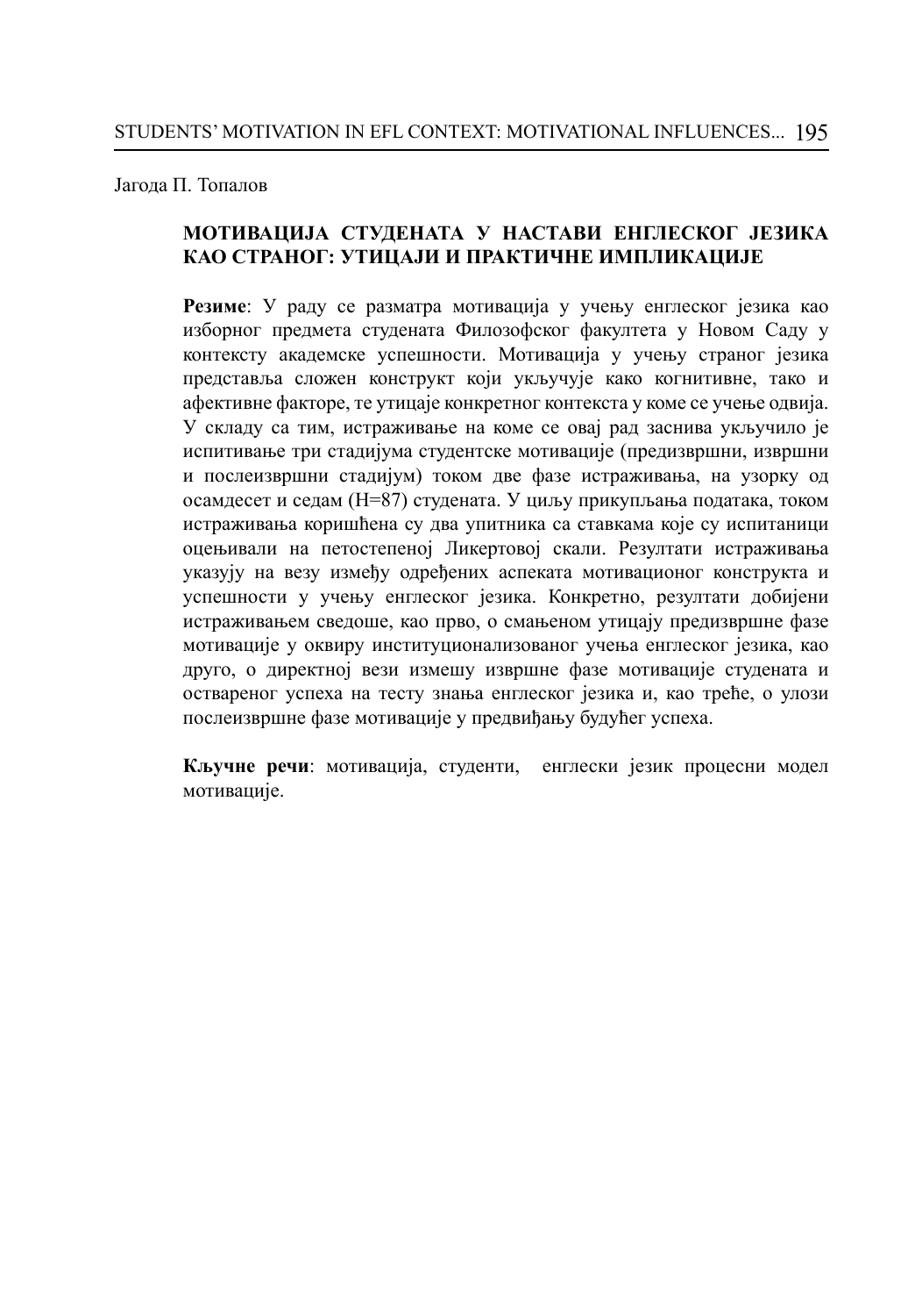Јагода П. Топалов

## МОТИВАЦИЈА СТУДЕНАТА У НАСТАВИ ЕНГЛЕСКОГ ЈЕЗИКА КАО СТРАНОГ: УТИЦАЈИ И ПРАКТИЧНЕ ИМПЛИКАЦИЈЕ

**Резиме**: У раду се разматра мотивација у учењу енглеског језика као изборног предмета студената Филозофског факултета у Новом Саду у контексту академске успешности. Мотивација у учењу страног језика представља сложен конструкт који укључује како когнитивне, тако и афективне факторе, те утицаје конкретног контекста у коме се учење одвија. У складу са тим, истраживање на коме се овај рад заснива укључило је испитивање три стадијума студентске мотивације (предизвршни, извршни и послеизвршни стадијум) током две фазе истраживања, на узорку од осамдесет и седам (Н=87) студената. У циљу прикупљања података, током истраживања коришћена су два упитника са ставкама које су испитаници оцењивали на петостепеној Ликертовој скали. Резултати истраживања указују на везу између одређених аспеката мотивационог конструкта и успешности у учењу енглеског језика. Конкретно, резултати добијени истраживањем сведоше, као прво, о смањеном утицају предизвршне фазе мотивације у оквиру институционализованог учења енглеског језика, као друго, о директној вези измешу извршне фазе мотивације студената и оствареног успеха на тесту знања енглеског језика и, као треће, о улози послеизвршне фазе мотивације у предвиђању будућег успеха.

**Кључне речи**: мотивација, студенти, енглески језик процесни модел мотивације.